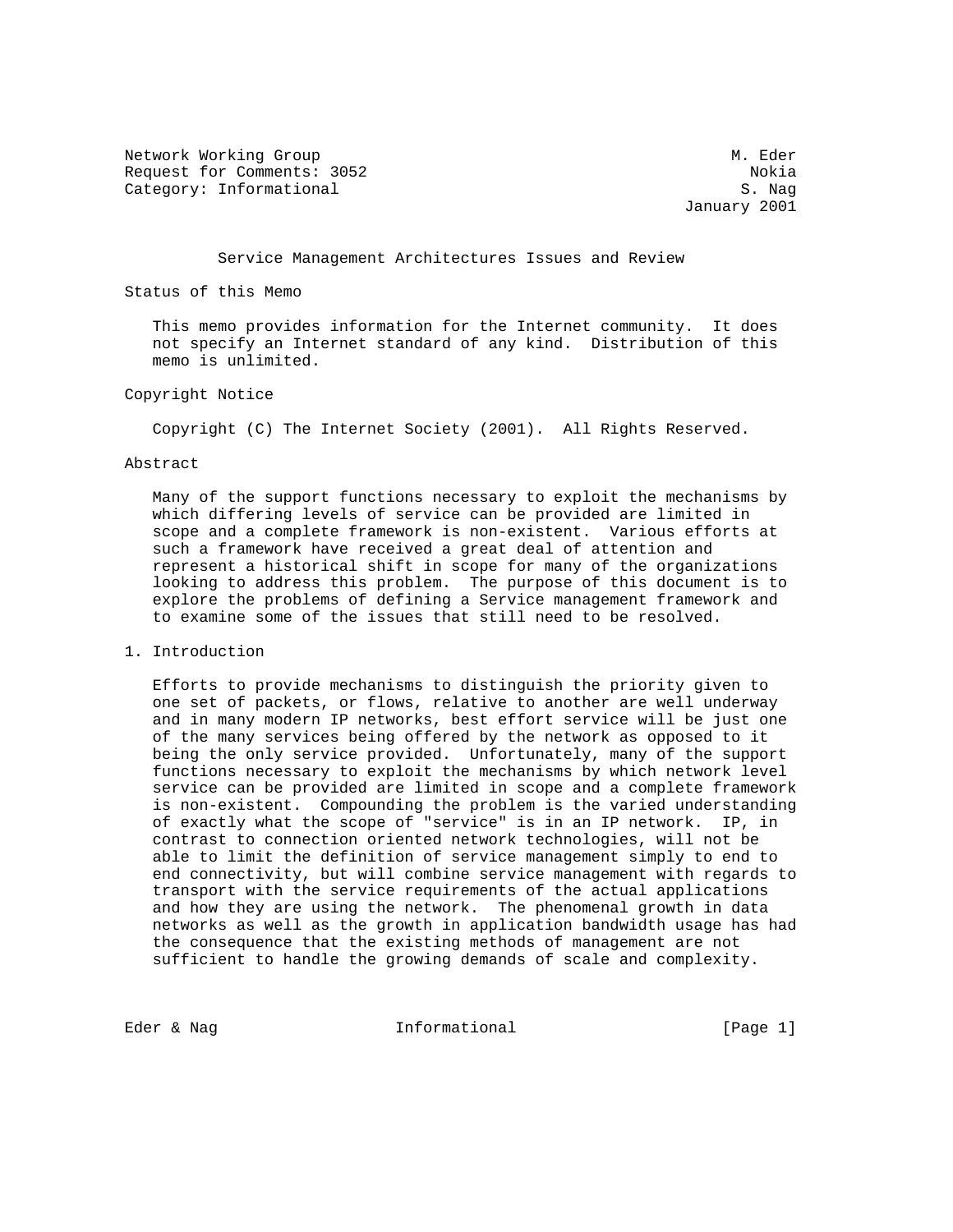Network Working Group M. Eder
Request for Comments: 3052 Nokia
Category: Informational S. Nag
January 2001

# Service Management Architectures Issues and Review

## Status of this Memo

This memo provides information for the Internet community. It does not specify an Internet standard of any kind. Distribution of this memo is unlimited.

## Copyright Notice

Copyright (C) The Internet Society (2001). All Rights Reserved.

## Abstract

Many of the support functions necessary to exploit the mechanisms by which differing levels of service can be provided are limited in scope and a complete framework is non-existent. Various efforts at such a framework have received a great deal of attention and represent a historical shift in scope for many of the organizations looking to address this problem. The purpose of this document is to explore the problems of defining a Service management framework and to examine some of the issues that still need to be resolved.

## 1. Introduction

Efforts to provide mechanisms to distinguish the priority given to one set of packets, or flows, relative to another are well underway and in many modern IP networks, best effort service will be just one of the many services being offered by the network as opposed to it being the only service provided. Unfortunately, many of the support functions necessary to exploit the mechanisms by which network level service can be provided are limited in scope and a complete framework is non-existent. Compounding the problem is the varied understanding of exactly what the scope of "service" is in an IP network. IP, in contrast to connection oriented network technologies, will not be able to limit the definition of service management simply to end to end connectivity, but will combine service management with regards to transport with the service requirements of the actual applications and how they are using the network. The phenomenal growth in data networks as well as the growth in application bandwidth usage has had the consequence that the existing methods of management are not sufficient to handle the growing demands of scale and complexity.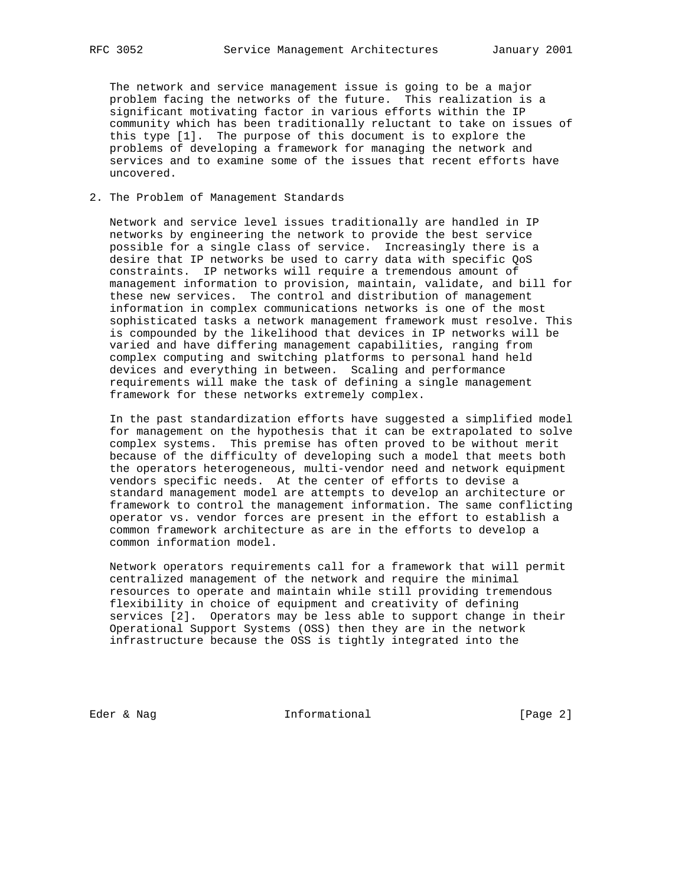The network and service management issue is going to be a major problem facing the networks of the future. This realization is a significant motivating factor in various efforts within the IP community which has been traditionally reluctant to take on issues of this type [1]. The purpose of this document is to explore the problems of developing a framework for managing the network and services and to examine some of the issues that recent efforts have uncovered.

## 2. The Problem of Management Standards

Network and service level issues traditionally are handled in IP networks by engineering the network to provide the best service possible for a single class of service. Increasingly there is a desire that IP networks be used to carry data with specific QoS constraints. IP networks will require a tremendous amount of management information to provision, maintain, validate, and bill for these new services. The control and distribution of management information in complex communications networks is one of the most sophisticated tasks a network management framework must resolve. This is compounded by the likelihood that devices in IP networks will be varied and have differing management capabilities, ranging from complex computing and switching platforms to personal hand held devices and everything in between. Scaling and performance requirements will make the task of defining a single management framework for these networks extremely complex.

In the past standardization efforts have suggested a simplified model for management on the hypothesis that it can be extrapolated to solve complex systems. This premise has often proved to be without merit because of the difficulty of developing such a model that meets both the operators heterogeneous, multi-vendor need and network equipment vendors specific needs. At the center of efforts to devise a standard management model are attempts to develop an architecture or framework to control the management information. The same conflicting operator vs. vendor forces are present in the effort to establish a common framework architecture as are in the efforts to develop a common information model.

Network operators requirements call for a framework that will permit centralized management of the network and require the minimal resources to operate and maintain while still providing tremendous flexibility in choice of equipment and creativity of defining services [2]. Operators may be less able to support change in their Operational Support Systems (OSS) then they are in the network infrastructure because the OSS is tightly integrated into the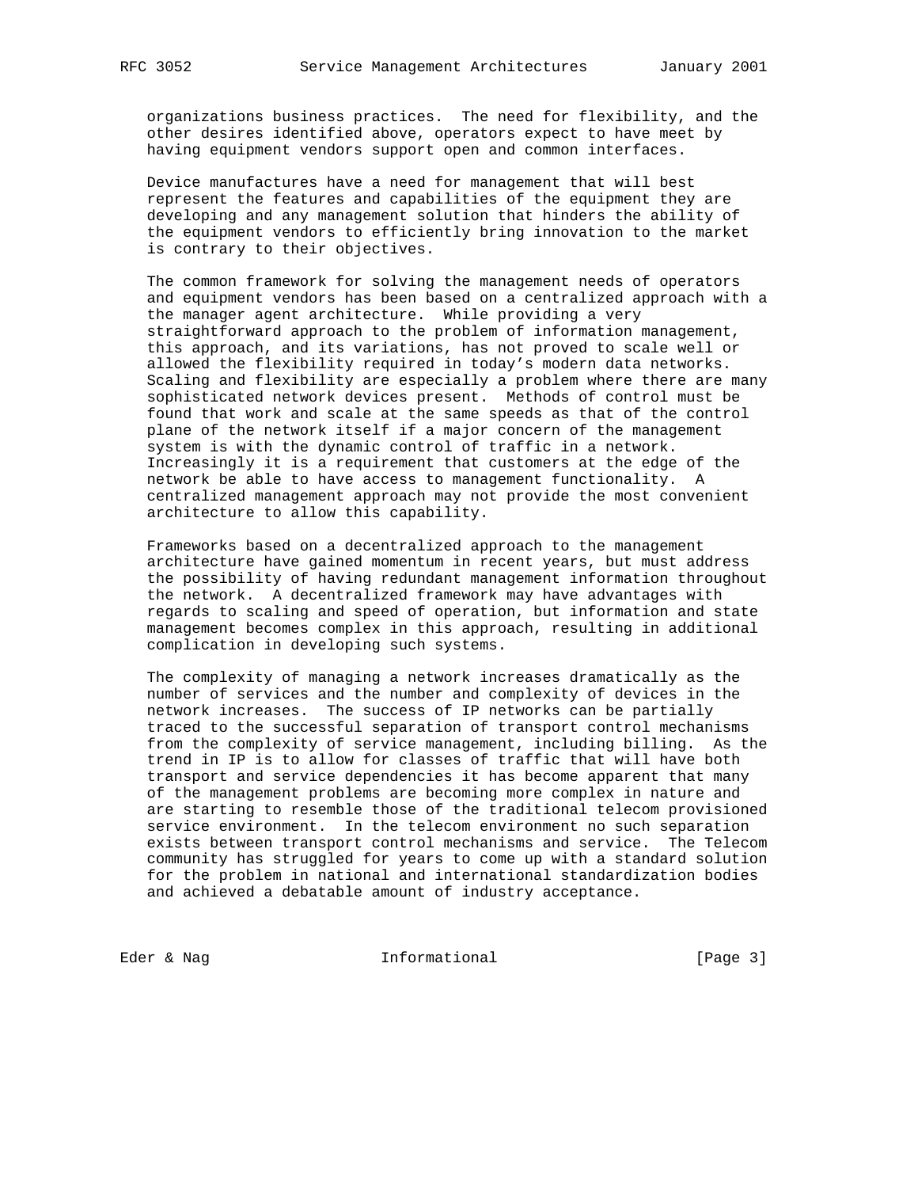organizations business practices.  The need for flexibility, and the other desires identified above, operators expect to have meet by having equipment vendors support open and common interfaces.

Device manufactures have a need for management that will best represent the features and capabilities of the equipment they are developing and any management solution that hinders the ability of the equipment vendors to efficiently bring innovation to the market is contrary to their objectives.

The common framework for solving the management needs of operators and equipment vendors has been based on a centralized approach with a the manager agent architecture.  While providing a very straightforward approach to the problem of information management, this approach, and its variations, has not proved to scale well or allowed the flexibility required in today's modern data networks. Scaling and flexibility are especially a problem where there are many sophisticated network devices present.  Methods of control must be found that work and scale at the same speeds as that of the control plane of the network itself if a major concern of the management system is with the dynamic control of traffic in a network. Increasingly it is a requirement that customers at the edge of the network be able to have access to management functionality.  A centralized management approach may not provide the most convenient architecture to allow this capability.

Frameworks based on a decentralized approach to the management architecture have gained momentum in recent years, but must address the possibility of having redundant management information throughout the network.  A decentralized framework may have advantages with regards to scaling and speed of operation, but information and state management becomes complex in this approach, resulting in additional complication in developing such systems.

The complexity of managing a network increases dramatically as the number of services and the number and complexity of devices in the network increases.  The success of IP networks can be partially traced to the successful separation of transport control mechanisms from the complexity of service management, including billing.  As the trend in IP is to allow for classes of traffic that will have both transport and service dependencies it has become apparent that many of the management problems are becoming more complex in nature and are starting to resemble those of the traditional telecom provisioned service environment.  In the telecom environment no such separation exists between transport control mechanisms and service.  The Telecom community has struggled for years to come up with a standard solution for the problem in national and international standardization bodies and achieved a debatable amount of industry acceptance.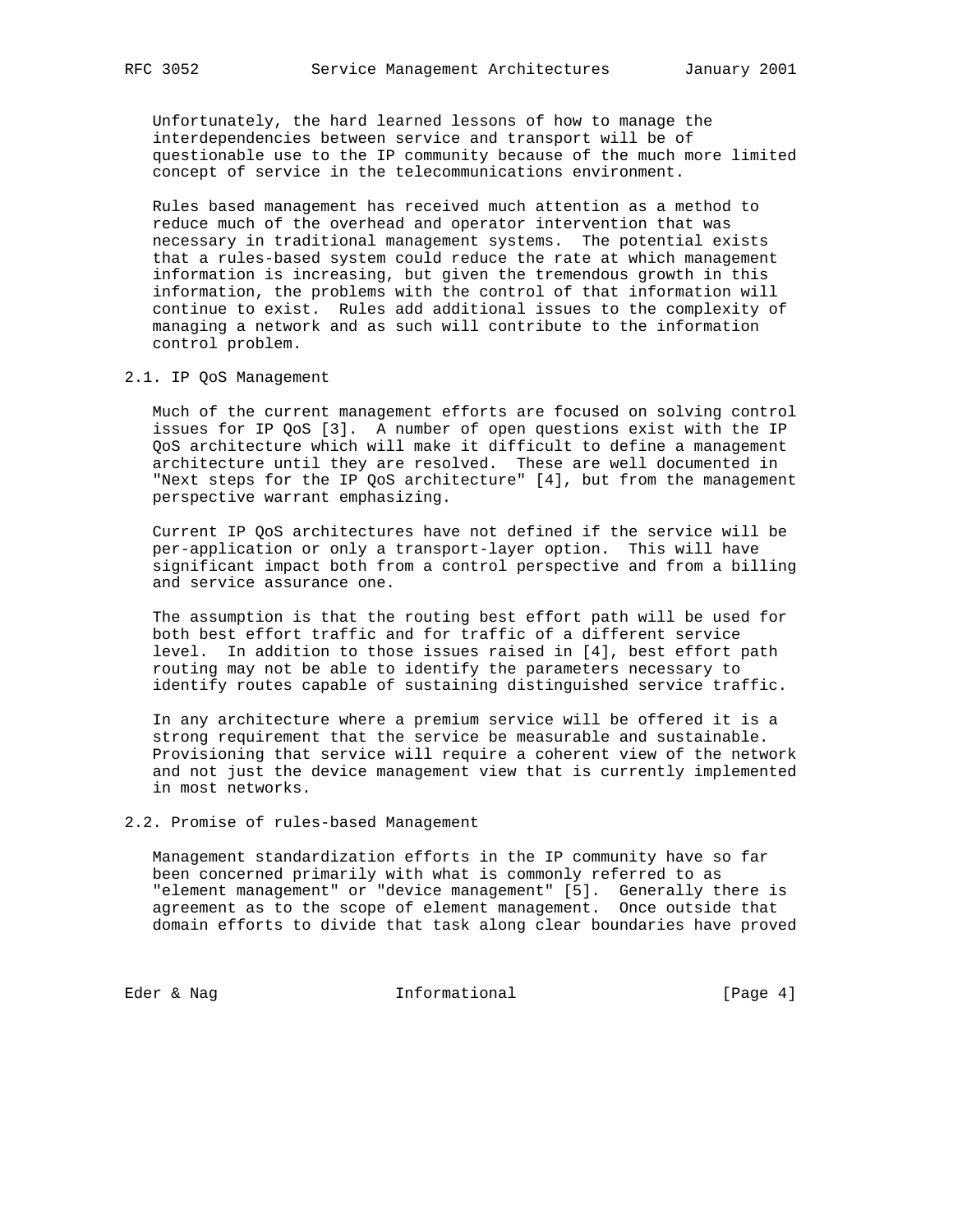Unfortunately, the hard learned lessons of how to manage the interdependencies between service and transport will be of questionable use to the IP community because of the much more limited concept of service in the telecommunications environment.

Rules based management has received much attention as a method to reduce much of the overhead and operator intervention that was necessary in traditional management systems. The potential exists that a rules-based system could reduce the rate at which management information is increasing, but given the tremendous growth in this information, the problems with the control of that information will continue to exist. Rules add additional issues to the complexity of managing a network and as such will contribute to the information control problem.

## 2.1. IP QoS Management

Much of the current management efforts are focused on solving control issues for IP QoS [3]. A number of open questions exist with the IP QoS architecture which will make it difficult to define a management architecture until they are resolved. These are well documented in "Next steps for the IP QoS architecture" [4], but from the management perspective warrant emphasizing.

Current IP QoS architectures have not defined if the service will be per-application or only a transport-layer option. This will have significant impact both from a control perspective and from a billing and service assurance one.

The assumption is that the routing best effort path will be used for both best effort traffic and for traffic of a different service level. In addition to those issues raised in [4], best effort path routing may not be able to identify the parameters necessary to identify routes capable of sustaining distinguished service traffic.

In any architecture where a premium service will be offered it is a strong requirement that the service be measurable and sustainable. Provisioning that service will require a coherent view of the network and not just the device management view that is currently implemented in most networks.

## 2.2. Promise of rules-based Management

Management standardization efforts in the IP community have so far been concerned primarily with what is commonly referred to as "element management" or "device management" [5]. Generally there is agreement as to the scope of element management. Once outside that domain efforts to divide that task along clear boundaries have proved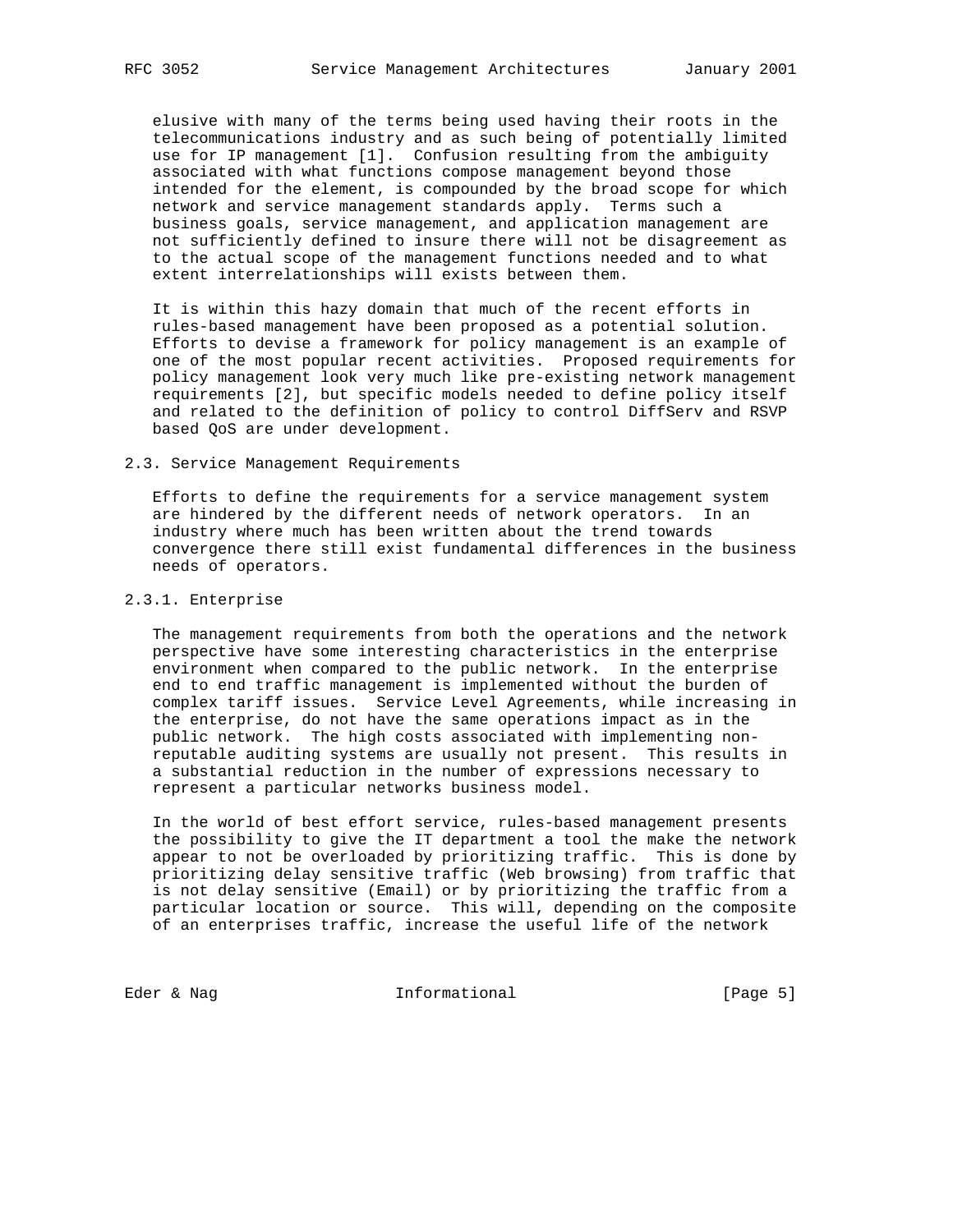elusive with many of the terms being used having their roots in the telecommunications industry and as such being of potentially limited use for IP management [1]. Confusion resulting from the ambiguity associated with what functions compose management beyond those intended for the element, is compounded by the broad scope for which network and service management standards apply. Terms such a business goals, service management, and application management are not sufficiently defined to insure there will not be disagreement as to the actual scope of the management functions needed and to what extent interrelationships will exists between them.

It is within this hazy domain that much of the recent efforts in rules-based management have been proposed as a potential solution. Efforts to devise a framework for policy management is an example of one of the most popular recent activities. Proposed requirements for policy management look very much like pre-existing network management requirements [2], but specific models needed to define policy itself and related to the definition of policy to control DiffServ and RSVP based QoS are under development.

### 2.3. Service Management Requirements

Efforts to define the requirements for a service management system are hindered by the different needs of network operators. In an industry where much has been written about the trend towards convergence there still exist fundamental differences in the business needs of operators.

#### 2.3.1. Enterprise

The management requirements from both the operations and the network perspective have some interesting characteristics in the enterprise environment when compared to the public network. In the enterprise end to end traffic management is implemented without the burden of complex tariff issues. Service Level Agreements, while increasing in the enterprise, do not have the same operations impact as in the public network. The high costs associated with implementing non-reputable auditing systems are usually not present. This results in a substantial reduction in the number of expressions necessary to represent a particular networks business model.

In the world of best effort service, rules-based management presents the possibility to give the IT department a tool the make the network appear to not be overloaded by prioritizing traffic. This is done by prioritizing delay sensitive traffic (Web browsing) from traffic that is not delay sensitive (Email) or by prioritizing the traffic from a particular location or source. This will, depending on the composite of an enterprises traffic, increase the useful life of the network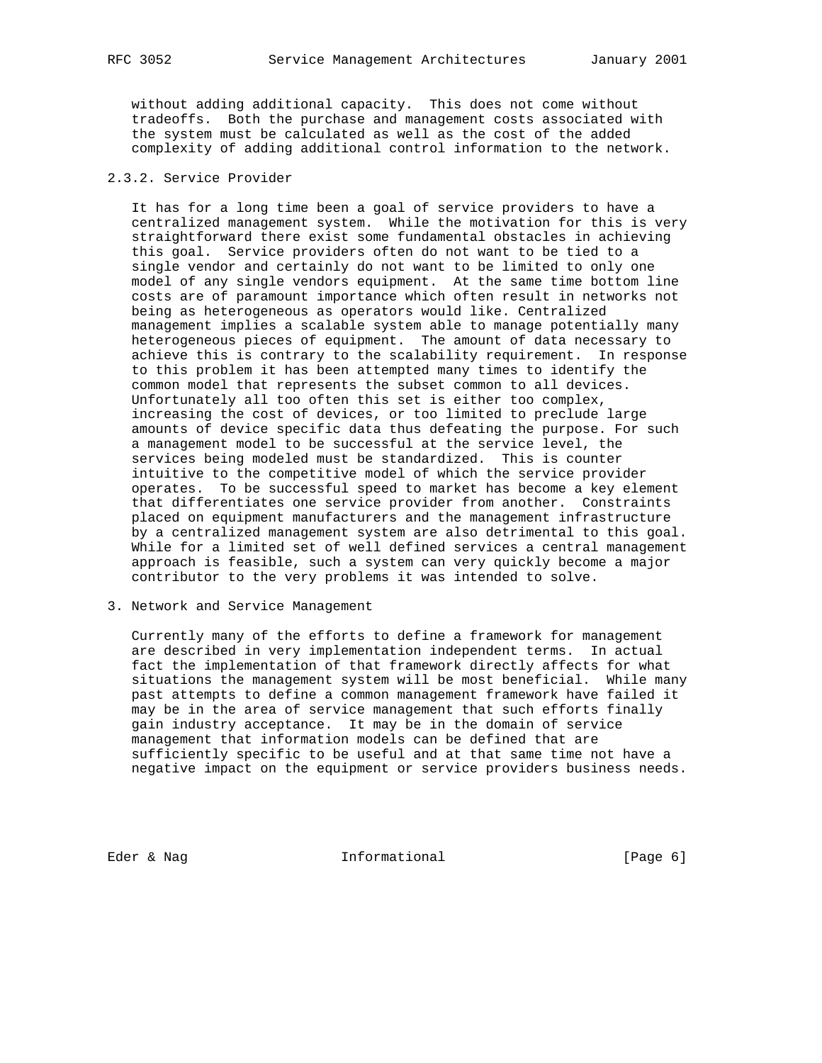without adding additional capacity. This does not come without tradeoffs. Both the purchase and management costs associated with the system must be calculated as well as the cost of the added complexity of adding additional control information to the network.

### 2.3.2. Service Provider

It has for a long time been a goal of service providers to have a centralized management system. While the motivation for this is very straightforward there exist some fundamental obstacles in achieving this goal. Service providers often do not want to be tied to a single vendor and certainly do not want to be limited to only one model of any single vendors equipment. At the same time bottom line costs are of paramount importance which often result in networks not being as heterogeneous as operators would like. Centralized management implies a scalable system able to manage potentially many heterogeneous pieces of equipment. The amount of data necessary to achieve this is contrary to the scalability requirement. In response to this problem it has been attempted many times to identify the common model that represents the subset common to all devices. Unfortunately all too often this set is either too complex, increasing the cost of devices, or too limited to preclude large amounts of device specific data thus defeating the purpose. For such a management model to be successful at the service level, the services being modeled must be standardized. This is counter intuitive to the competitive model of which the service provider operates. To be successful speed to market has become a key element that differentiates one service provider from another. Constraints placed on equipment manufacturers and the management infrastructure by a centralized management system are also detrimental to this goal. While for a limited set of well defined services a central management approach is feasible, such a system can very quickly become a major contributor to the very problems it was intended to solve.

## 3. Network and Service Management

Currently many of the efforts to define a framework for management are described in very implementation independent terms. In actual fact the implementation of that framework directly affects for what situations the management system will be most beneficial. While many past attempts to define a common management framework have failed it may be in the area of service management that such efforts finally gain industry acceptance. It may be in the domain of service management that information models can be defined that are sufficiently specific to be useful and at that same time not have a negative impact on the equipment or service providers business needs.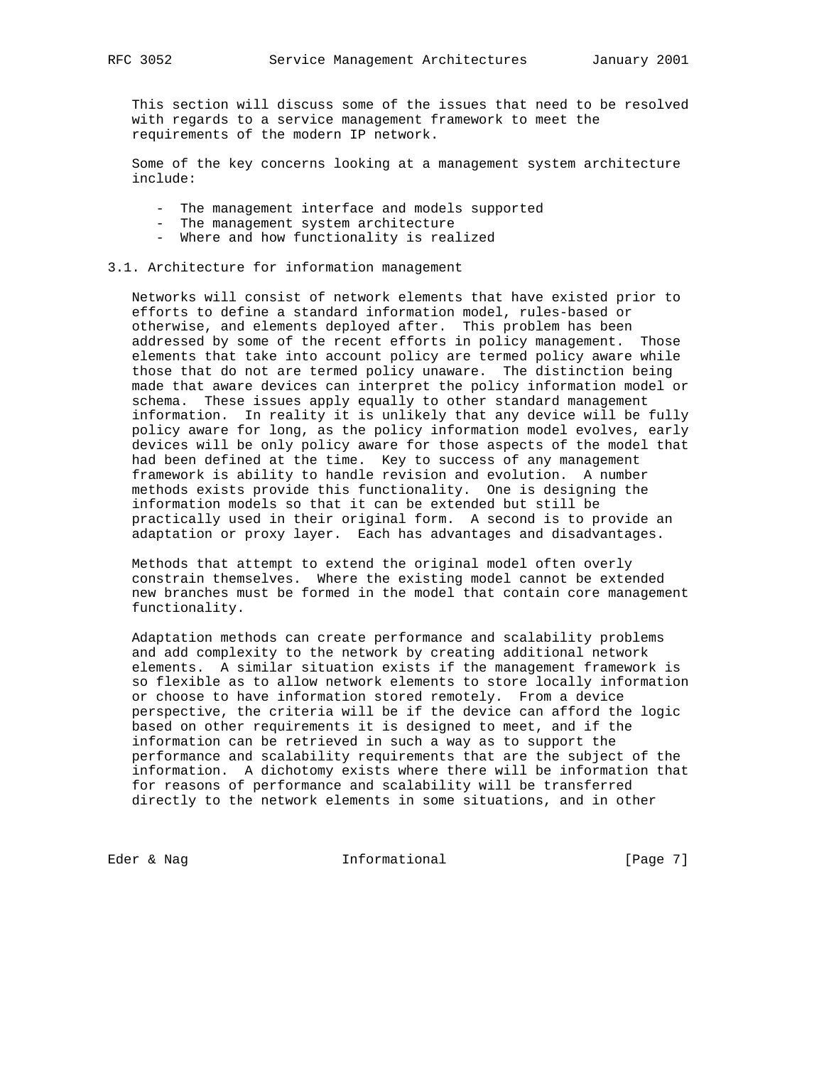This section will discuss some of the issues that need to be resolved with regards to a service management framework to meet the requirements of the modern IP network.

Some of the key concerns looking at a management system architecture include:

- The management interface and models supported
- The management system architecture
- Where and how functionality is realized

## 3.1. Architecture for information management

Networks will consist of network elements that have existed prior to efforts to define a standard information model, rules-based or otherwise, and elements deployed after. This problem has been addressed by some of the recent efforts in policy management. Those elements that take into account policy are termed policy aware while those that do not are termed policy unaware. The distinction being made that aware devices can interpret the policy information model or schema. These issues apply equally to other standard management information. In reality it is unlikely that any device will be fully policy aware for long, as the policy information model evolves, early devices will be only policy aware for those aspects of the model that had been defined at the time. Key to success of any management framework is ability to handle revision and evolution. A number methods exists provide this functionality. One is designing the information models so that it can be extended but still be practically used in their original form. A second is to provide an adaptation or proxy layer. Each has advantages and disadvantages.

Methods that attempt to extend the original model often overly constrain themselves. Where the existing model cannot be extended new branches must be formed in the model that contain core management functionality.

Adaptation methods can create performance and scalability problems and add complexity to the network by creating additional network elements. A similar situation exists if the management framework is so flexible as to allow network elements to store locally information or choose to have information stored remotely. From a device perspective, the criteria will be if the device can afford the logic based on other requirements it is designed to meet, and if the information can be retrieved in such a way as to support the performance and scalability requirements that are the subject of the information. A dichotomy exists where there will be information that for reasons of performance and scalability will be transferred directly to the network elements in some situations, and in other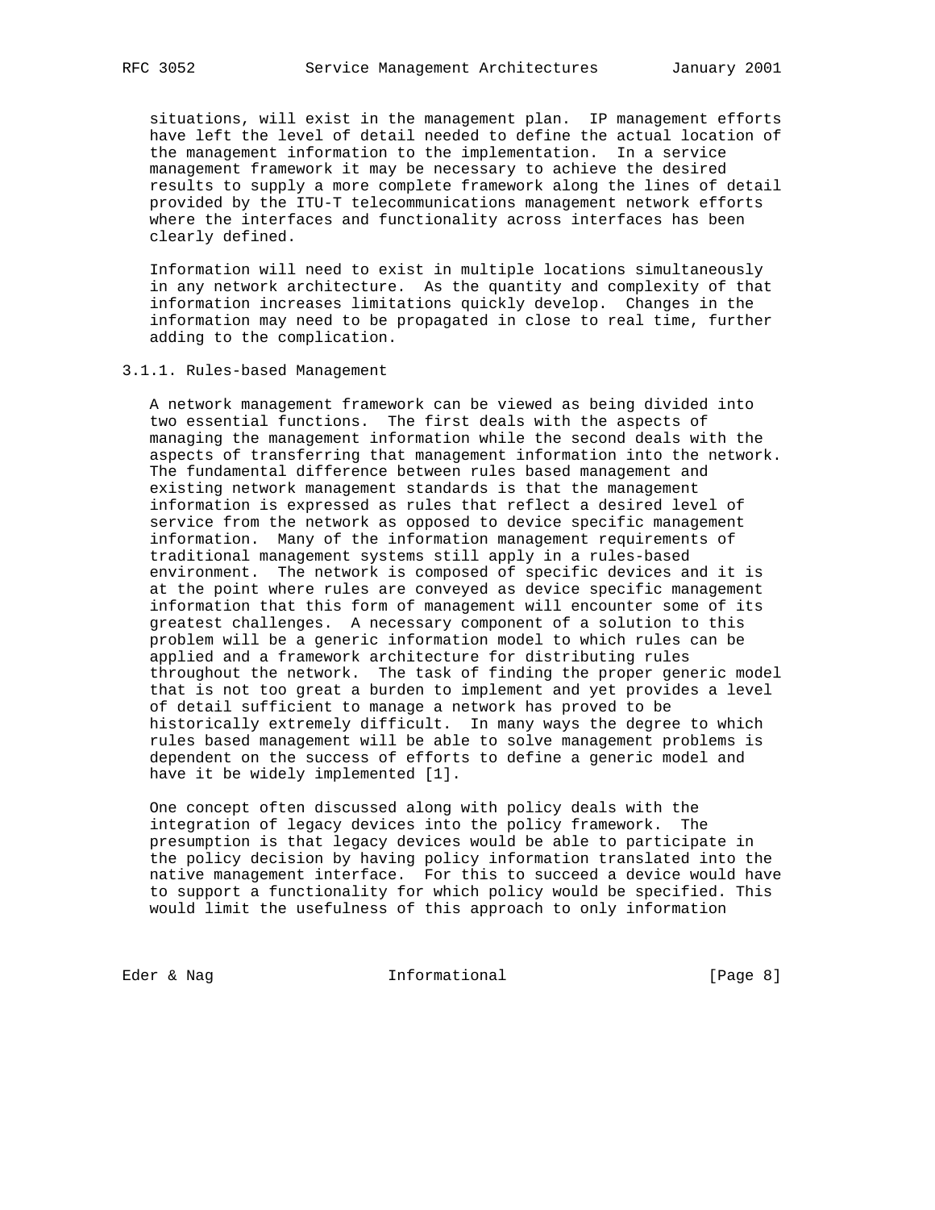situations, will exist in the management plan. IP management efforts have left the level of detail needed to define the actual location of the management information to the implementation. In a service management framework it may be necessary to achieve the desired results to supply a more complete framework along the lines of detail provided by the ITU-T telecommunications management network efforts where the interfaces and functionality across interfaces has been clearly defined.

Information will need to exist in multiple locations simultaneously in any network architecture. As the quantity and complexity of that information increases limitations quickly develop. Changes in the information may need to be propagated in close to real time, further adding to the complication.

### 3.1.1. Rules-based Management

A network management framework can be viewed as being divided into two essential functions. The first deals with the aspects of managing the management information while the second deals with the aspects of transferring that management information into the network. The fundamental difference between rules based management and existing network management standards is that the management information is expressed as rules that reflect a desired level of service from the network as opposed to device specific management information. Many of the information management requirements of traditional management systems still apply in a rules-based environment. The network is composed of specific devices and it is at the point where rules are conveyed as device specific management information that this form of management will encounter some of its greatest challenges. A necessary component of a solution to this problem will be a generic information model to which rules can be applied and a framework architecture for distributing rules throughout the network. The task of finding the proper generic model that is not too great a burden to implement and yet provides a level of detail sufficient to manage a network has proved to be historically extremely difficult. In many ways the degree to which rules based management will be able to solve management problems is dependent on the success of efforts to define a generic model and have it be widely implemented [1].

One concept often discussed along with policy deals with the integration of legacy devices into the policy framework. The presumption is that legacy devices would be able to participate in the policy decision by having policy information translated into the native management interface. For this to succeed a device would have to support a functionality for which policy would be specified. This would limit the usefulness of this approach to only information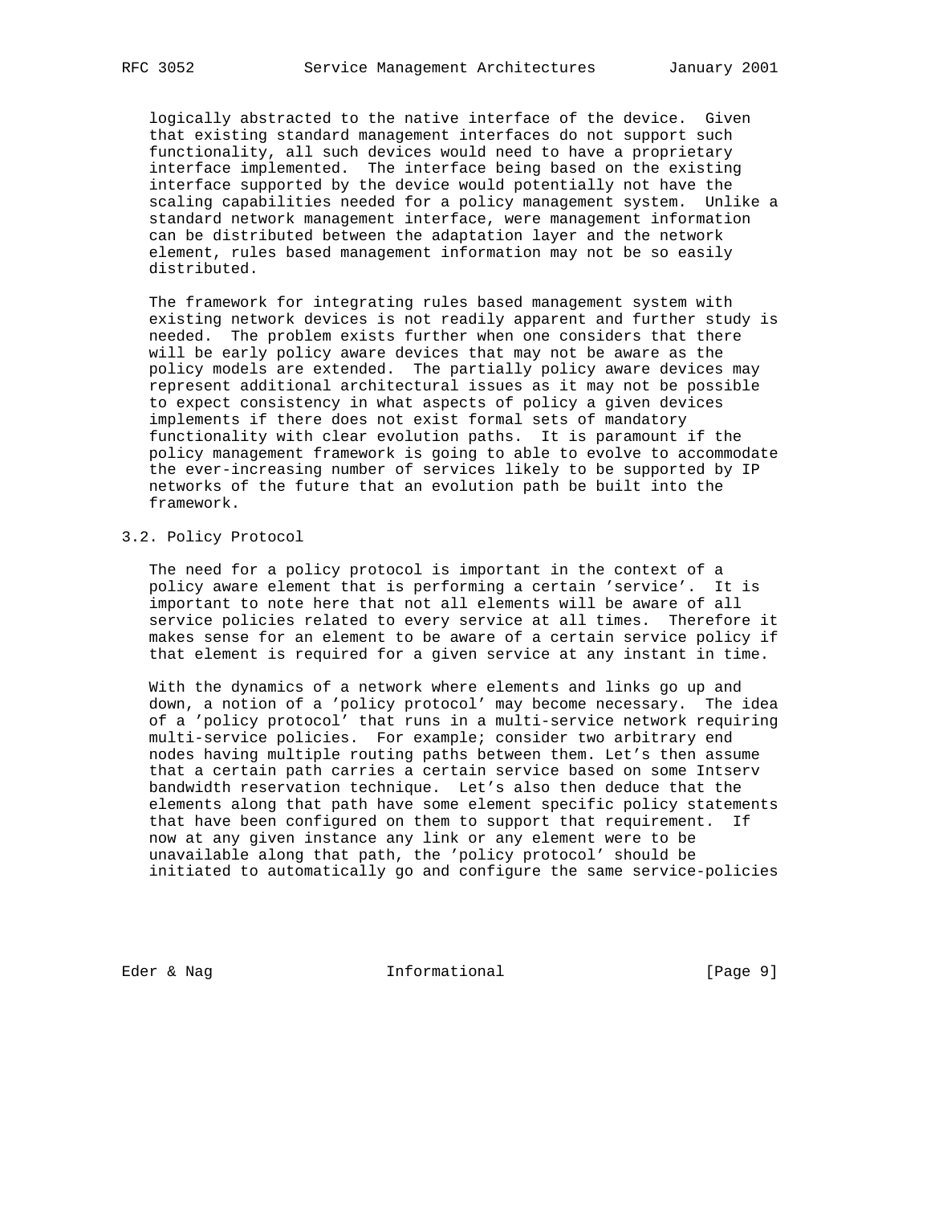logically abstracted to the native interface of the device. Given that existing standard management interfaces do not support such functionality, all such devices would need to have a proprietary interface implemented. The interface being based on the existing interface supported by the device would potentially not have the scaling capabilities needed for a policy management system. Unlike a standard network management interface, were management information can be distributed between the adaptation layer and the network element, rules based management information may not be so easily distributed.

The framework for integrating rules based management system with existing network devices is not readily apparent and further study is needed. The problem exists further when one considers that there will be early policy aware devices that may not be aware as the policy models are extended. The partially policy aware devices may represent additional architectural issues as it may not be possible to expect consistency in what aspects of policy a given devices implements if there does not exist formal sets of mandatory functionality with clear evolution paths. It is paramount if the policy management framework is going to able to evolve to accommodate the ever-increasing number of services likely to be supported by IP networks of the future that an evolution path be built into the framework.

## 3.2. Policy Protocol

The need for a policy protocol is important in the context of a policy aware element that is performing a certain 'service'. It is important to note here that not all elements will be aware of all service policies related to every service at all times. Therefore it makes sense for an element to be aware of a certain service policy if that element is required for a given service at any instant in time.

With the dynamics of a network where elements and links go up and down, a notion of a 'policy protocol' may become necessary. The idea of a 'policy protocol' that runs in a multi-service network requiring multi-service policies. For example; consider two arbitrary end nodes having multiple routing paths between them. Let's then assume that a certain path carries a certain service based on some Intserv bandwidth reservation technique. Let's also then deduce that the elements along that path have some element specific policy statements that have been configured on them to support that requirement. If now at any given instance any link or any element were to be unavailable along that path, the 'policy protocol' should be initiated to automatically go and configure the same service-policies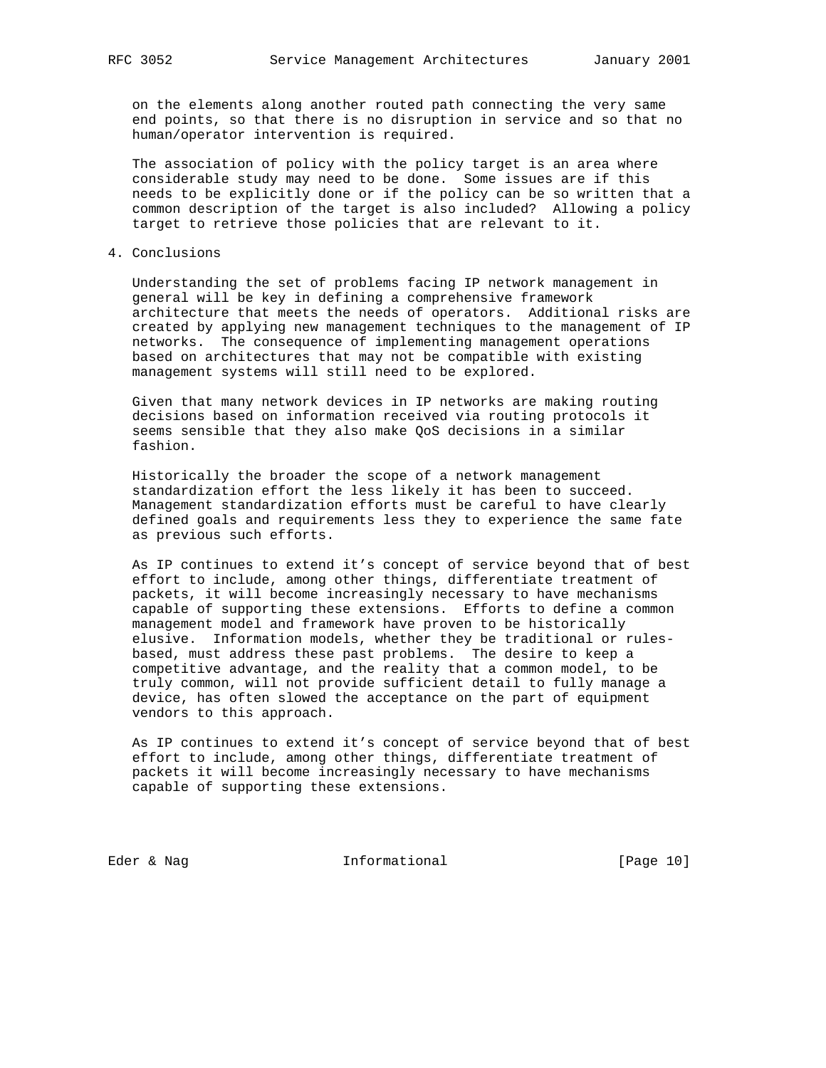on the elements along another routed path connecting the very same end points, so that there is no disruption in service and so that no human/operator intervention is required.

The association of policy with the policy target is an area where considerable study may need to be done. Some issues are if this needs to be explicitly done or if the policy can be so written that a common description of the target is also included? Allowing a policy target to retrieve those policies that are relevant to it.

## 4. Conclusions

Understanding the set of problems facing IP network management in general will be key in defining a comprehensive framework architecture that meets the needs of operators. Additional risks are created by applying new management techniques to the management of IP networks. The consequence of implementing management operations based on architectures that may not be compatible with existing management systems will still need to be explored.

Given that many network devices in IP networks are making routing decisions based on information received via routing protocols it seems sensible that they also make QoS decisions in a similar fashion.

Historically the broader the scope of a network management standardization effort the less likely it has been to succeed. Management standardization efforts must be careful to have clearly defined goals and requirements less they to experience the same fate as previous such efforts.

As IP continues to extend it's concept of service beyond that of best effort to include, among other things, differentiate treatment of packets, it will become increasingly necessary to have mechanisms capable of supporting these extensions. Efforts to define a common management model and framework have proven to be historically elusive. Information models, whether they be traditional or rules-based, must address these past problems. The desire to keep a competitive advantage, and the reality that a common model, to be truly common, will not provide sufficient detail to fully manage a device, has often slowed the acceptance on the part of equipment vendors to this approach.

As IP continues to extend it's concept of service beyond that of best effort to include, among other things, differentiate treatment of packets it will become increasingly necessary to have mechanisms capable of supporting these extensions.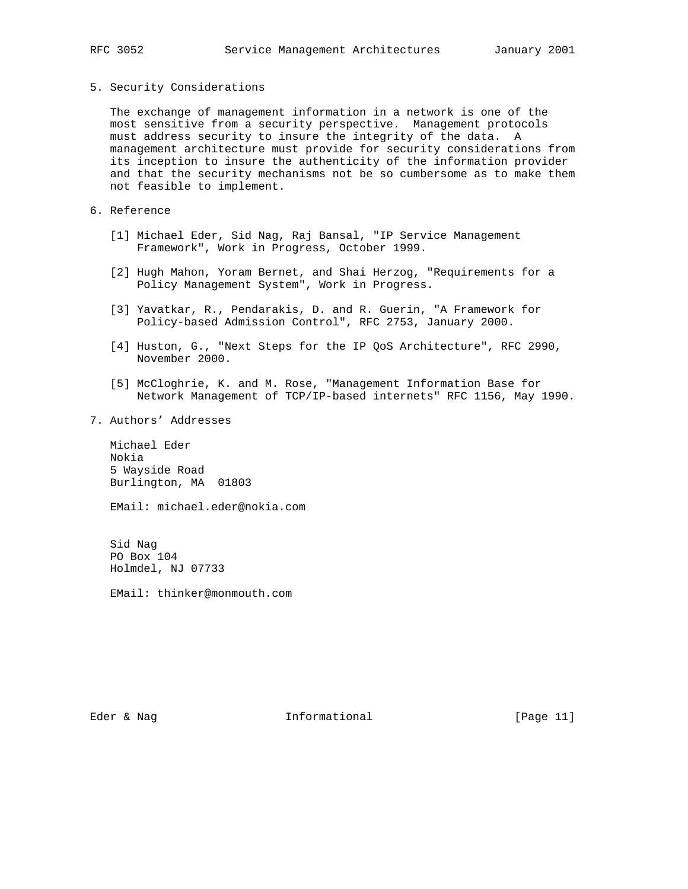## 5. Security Considerations

The exchange of management information in a network is one of the most sensitive from a security perspective. Management protocols must address security to insure the integrity of the data. A management architecture must provide for security considerations from its inception to insure the authenticity of the information provider and that the security mechanisms not be so cumbersome as to make them not feasible to implement.

## 6. Reference

[1] Michael Eder, Sid Nag, Raj Bansal, "IP Service Management Framework", Work in Progress, October 1999.

[2] Hugh Mahon, Yoram Bernet, and Shai Herzog, "Requirements for a Policy Management System", Work in Progress.

[3] Yavatkar, R., Pendarakis, D. and R. Guerin, "A Framework for Policy-based Admission Control", RFC 2753, January 2000.

[4] Huston, G., "Next Steps for the IP QoS Architecture", RFC 2990, November 2000.

[5] McCloghrie, K. and M. Rose, "Management Information Base for Network Management of TCP/IP-based internets" RFC 1156, May 1990.

## 7. Authors' Addresses

Michael Eder
Nokia
5 Wayside Road
Burlington, MA 01803

EMail: michael.eder@nokia.com

Sid Nag
PO Box 104
Holmdel, NJ 07733

EMail: thinker@monmouth.com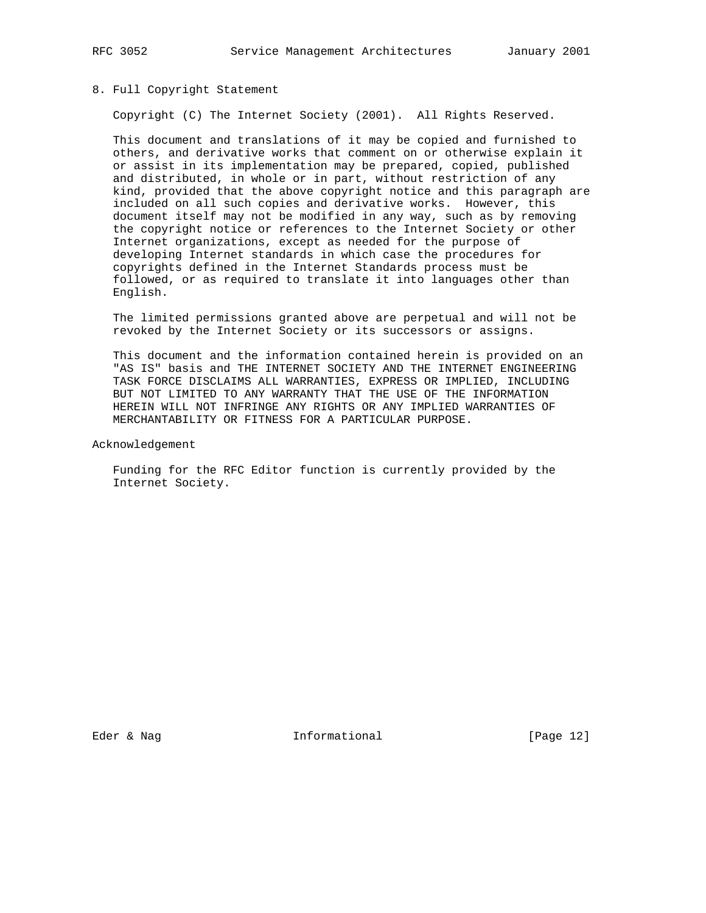## 8. Full Copyright Statement

Copyright (C) The Internet Society (2001). All Rights Reserved.

This document and translations of it may be copied and furnished to others, and derivative works that comment on or otherwise explain it or assist in its implementation may be prepared, copied, published and distributed, in whole or in part, without restriction of any kind, provided that the above copyright notice and this paragraph are included on all such copies and derivative works. However, this document itself may not be modified in any way, such as by removing the copyright notice or references to the Internet Society or other Internet organizations, except as needed for the purpose of developing Internet standards in which case the procedures for copyrights defined in the Internet Standards process must be followed, or as required to translate it into languages other than English.

The limited permissions granted above are perpetual and will not be revoked by the Internet Society or its successors or assigns.

This document and the information contained herein is provided on an "AS IS" basis and THE INTERNET SOCIETY AND THE INTERNET ENGINEERING TASK FORCE DISCLAIMS ALL WARRANTIES, EXPRESS OR IMPLIED, INCLUDING BUT NOT LIMITED TO ANY WARRANTY THAT THE USE OF THE INFORMATION HEREIN WILL NOT INFRINGE ANY RIGHTS OR ANY IMPLIED WARRANTIES OF MERCHANTABILITY OR FITNESS FOR A PARTICULAR PURPOSE.

## Acknowledgement

Funding for the RFC Editor function is currently provided by the Internet Society.